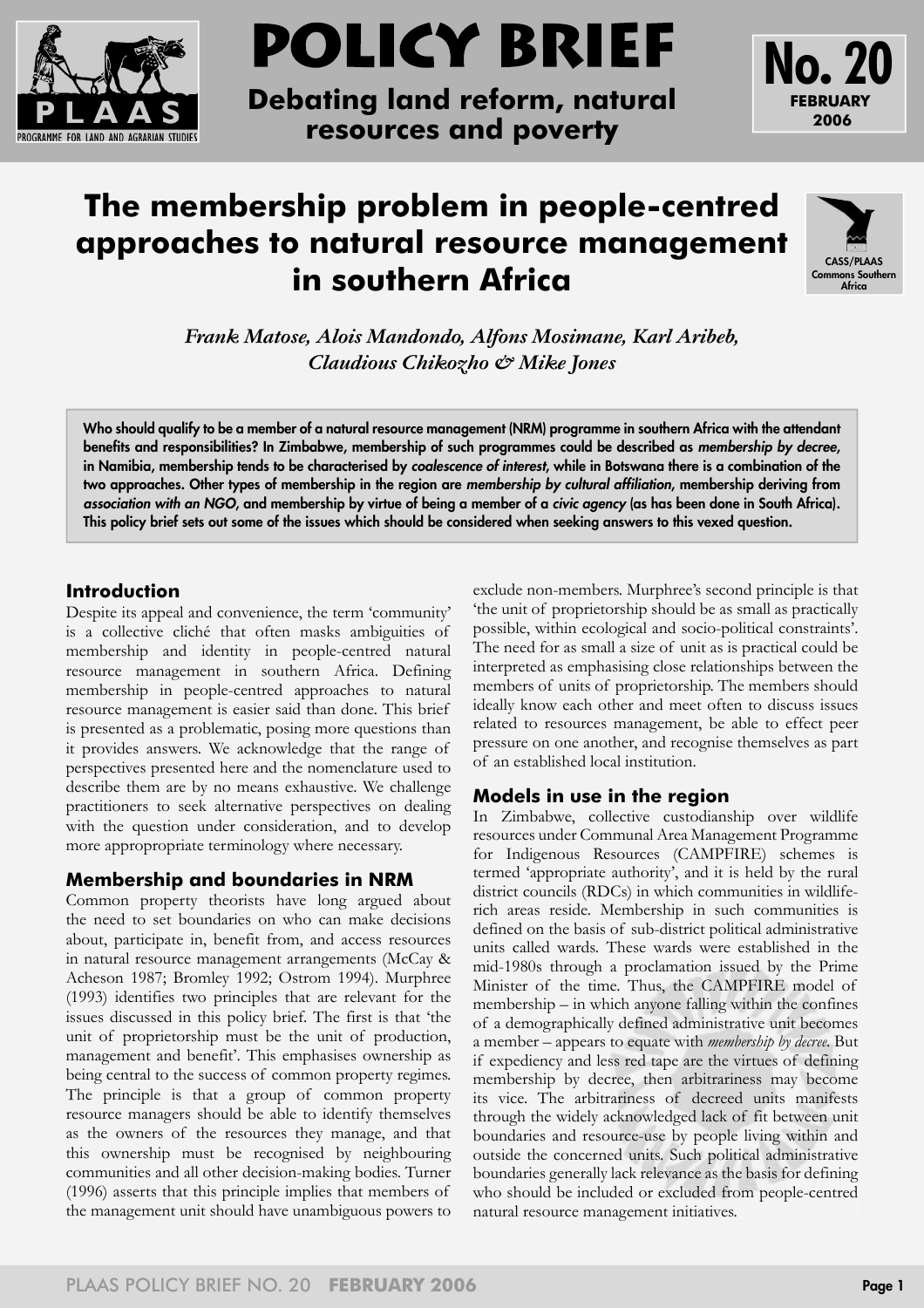# POLICY BRIEF

**Debating land reform, natural resources and poverty**

**No. 20**
**FEBRUARY 2006**

## The membership problem in people-centred approaches to natural resource management in southern Africa

CASS/PLAAS Commons Southern Africa

*Frank Matose, Alois Mandondo, Alfons Mosimane, Karl Aribeb, Claudious Chikozho & Mike Jones*

**Who should qualify to be a member of a natural resource management (NRM) programme in southern Africa with the attendant benefits and responsibilities? In Zimbabwe, membership of such programmes could be described as *membership by decree*, in Namibia, membership tends to be characterised by *coalescence of interest*, while in Botswana there is a combination of the two approaches. Other types of membership in the region are *membership by cultural affiliation*, membership deriving from *association with an NGO*, and membership by virtue of being a member of a *civic agency* (as has been done in South Africa). This policy brief sets out some of the issues which should be considered when seeking answers to this vexed question.**

### Introduction

Despite its appeal and convenience, the term 'community' is a collective cliché that often masks ambiguities of membership and identity in people-centred natural resource management in southern Africa. Defining membership in people-centred approaches to natural resource management is easier said than done. This brief is presented as a problematic, posing more questions than it provides answers. We acknowledge that the range of perspectives presented here and the nomenclature used to describe them are by no means exhaustive. We challenge practitioners to seek alternative perspectives on dealing with the question under consideration, and to develop more appropropriate terminology where necessary.

### Membership and boundaries in NRM

Common property theorists have long argued about the need to set boundaries on who can make decisions about, participate in, benefit from, and access resources in natural resource management arrangements (McCay & Acheson 1987; Bromley 1992; Ostrom 1994). Murphree (1993) identifies two principles that are relevant for the issues discussed in this policy brief. The first is that 'the unit of proprietorship must be the unit of production, management and benefit'. This emphasises ownership as being central to the success of common property regimes. The principle is that a group of common property resource managers should be able to identify themselves as the owners of the resources they manage, and that this ownership must be recognised by neighbouring communities and all other decision-making bodies. Turner (1996) asserts that this principle implies that members of the management unit should have unambiguous powers to exclude non-members. Murphree's second principle is that 'the unit of proprietorship should be as small as practically possible, within ecological and socio-political constraints'. The need for as small a size of unit as is practical could be interpreted as emphasising close relationships between the members of units of proprietorship. The members should ideally know each other and meet often to discuss issues related to resources management, be able to effect peer pressure on one another, and recognise themselves as part of an established local institution.

### Models in use in the region

In Zimbabwe, collective custodianship over wildlife resources under Communal Area Management Programme for Indigenous Resources (CAMPFIRE) schemes is termed 'appropriate authority', and it is held by the rural district councils (RDCs) in which communities in wildlife-rich areas reside. Membership in such communities is defined on the basis of sub-district political administrative units called wards. These wards were established in the mid-1980s through a proclamation issued by the Prime Minister of the time. Thus, the CAMPFIRE model of membership – in which anyone falling within the confines of a demographically defined administrative unit becomes a member – appears to equate with *membership by decree*. But if expediency and less red tape are the virtues of defining membership by decree, then arbitrariness may become its vice. The arbitrariness of decreed units manifests through the widely acknowledged lack of fit between unit boundaries and resource-use by people living within and outside the concerned units. Such political administrative boundaries generally lack relevance as the basis for defining who should be included or excluded from people-centred natural resource management initiatives.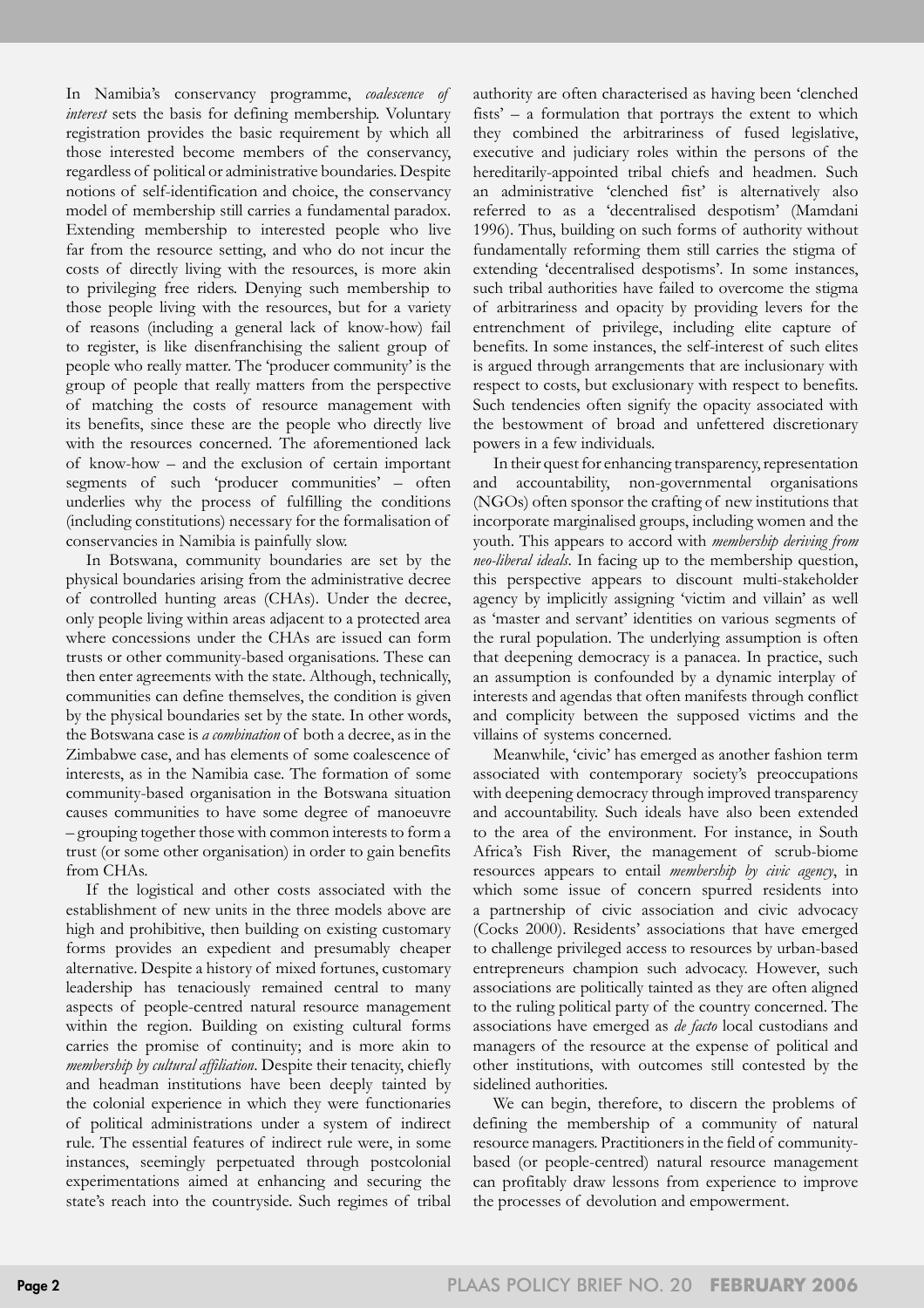In Namibia's conservancy programme, *coalescence of interest* sets the basis for defining membership. Voluntary registration provides the basic requirement by which all those interested become members of the conservancy, regardless of political or administrative boundaries. Despite notions of self-identification and choice, the conservancy model of membership still carries a fundamental paradox. Extending membership to interested people who live far from the resource setting, and who do not incur the costs of directly living with the resources, is more akin to privileging free riders. Denying such membership to those people living with the resources, but for a variety of reasons (including a general lack of know-how) fail to register, is like disenfranchising the salient group of people who really matter. The 'producer community' is the group of people that really matters from the perspective of matching the costs of resource management with its benefits, since these are the people who directly live with the resources concerned. The aforementioned lack of know-how – and the exclusion of certain important segments of such 'producer communities' – often underlies why the process of fulfilling the conditions (including constitutions) necessary for the formalisation of conservancies in Namibia is painfully slow.

In Botswana, community boundaries are set by the physical boundaries arising from the administrative decree of controlled hunting areas (CHAs). Under the decree, only people living within areas adjacent to a protected area where concessions under the CHAs are issued can form trusts or other community-based organisations. These can then enter agreements with the state. Although, technically, communities can define themselves, the condition is given by the physical boundaries set by the state. In other words, the Botswana case is *a combination* of both a decree, as in the Zimbabwe case, and has elements of some coalescence of interests, as in the Namibia case. The formation of some community-based organisation in the Botswana situation causes communities to have some degree of manoeuvre – grouping together those with common interests to form a trust (or some other organisation) in order to gain benefits from CHAs.

If the logistical and other costs associated with the establishment of new units in the three models above are high and prohibitive, then building on existing customary forms provides an expedient and presumably cheaper alternative. Despite a history of mixed fortunes, customary leadership has tenaciously remained central to many aspects of people-centred natural resource management within the region. Building on existing cultural forms carries the promise of continuity; and is more akin to *membership by cultural affiliation*. Despite their tenacity, chiefly and headman institutions have been deeply tainted by the colonial experience in which they were functionaries of political administrations under a system of indirect rule. The essential features of indirect rule were, in some instances, seemingly perpetuated through postcolonial experimentations aimed at enhancing and securing the state's reach into the countryside. Such regimes of tribal authority are often characterised as having been 'clenched fists' – a formulation that portrays the extent to which they combined the arbitrariness of fused legislative, executive and judiciary roles within the persons of the hereditarily-appointed tribal chiefs and headmen. Such an administrative 'clenched fist' is alternatively also referred to as a 'decentralised despotism' (Mamdani 1996). Thus, building on such forms of authority without fundamentally reforming them still carries the stigma of extending 'decentralised despotisms'. In some instances, such tribal authorities have failed to overcome the stigma of arbitrariness and opacity by providing levers for the entrenchment of privilege, including elite capture of benefits. In some instances, the self-interest of such elites is argued through arrangements that are inclusionary with respect to costs, but exclusionary with respect to benefits. Such tendencies often signify the opacity associated with the bestowment of broad and unfettered discretionary powers in a few individuals.

In their quest for enhancing transparency, representation and accountability, non-governmental organisations (NGOs) often sponsor the crafting of new institutions that incorporate marginalised groups, including women and the youth. This appears to accord with *membership deriving from neo-liberal ideals*. In facing up to the membership question, this perspective appears to discount multi-stakeholder agency by implicitly assigning 'victim and villain' as well as 'master and servant' identities on various segments of the rural population. The underlying assumption is often that deepening democracy is a panacea. In practice, such an assumption is confounded by a dynamic interplay of interests and agendas that often manifests through conflict and complicity between the supposed victims and the villains of systems concerned.

Meanwhile, 'civic' has emerged as another fashion term associated with contemporary society's preoccupations with deepening democracy through improved transparency and accountability. Such ideals have also been extended to the area of the environment. For instance, in South Africa's Fish River, the management of scrub-biome resources appears to entail *membership by civic agency*, in which some issue of concern spurred residents into a partnership of civic association and civic advocacy (Cocks 2000). Residents' associations that have emerged to challenge privileged access to resources by urban-based entrepreneurs champion such advocacy. However, such associations are politically tainted as they are often aligned to the ruling political party of the country concerned. The associations have emerged as *de facto* local custodians and managers of the resource at the expense of political and other institutions, with outcomes still contested by the sidelined authorities.

We can begin, therefore, to discern the problems of defining the membership of a community of natural resource managers. Practitioners in the field of community-based (or people-centred) natural resource management can profitably draw lessons from experience to improve the processes of devolution and empowerment.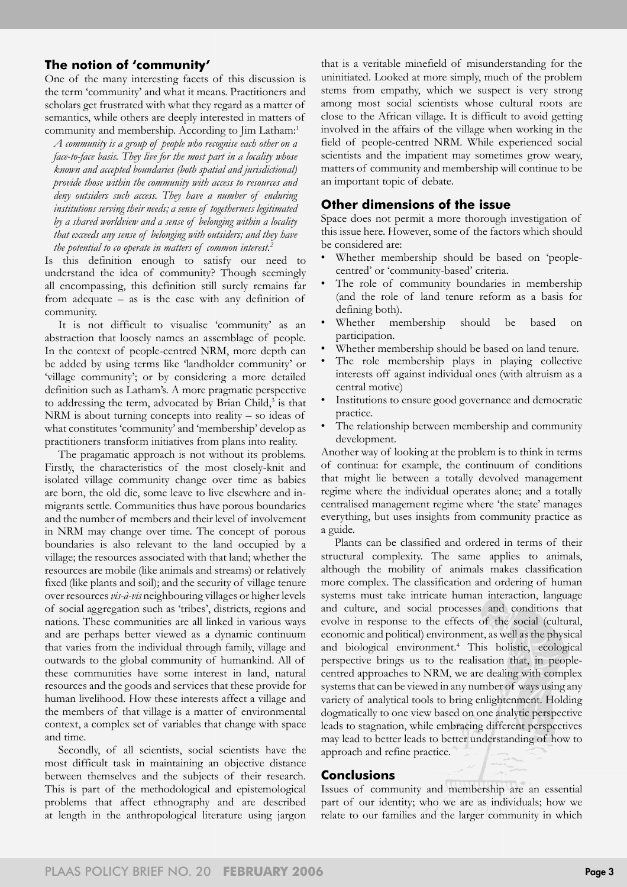## The notion of 'community'

One of the many interesting facets of this discussion is the term 'community' and what it means. Practitioners and scholars get frustrated with what they regard as a matter of semantics, while others are deeply interested in matters of community and membership. According to Jim Latham:[1]

> *A community is a group of people who recognise each other on a face-to-face basis. They live for the most part in a locality whose known and accepted boundaries (both spatial and jurisdictional) provide those within the community with access to resources and deny outsiders such access. They have a number of enduring institutions serving their needs; a sense of togetherness legitimated by a shared worldview and a sense of belonging within a locality that exceeds any sense of belonging with outsiders; and they have the potential to co operate in matters of common interest.*[2]

Is this definition enough to satisfy our need to understand the idea of community? Though seemingly all encompassing, this definition still surely remains far from adequate – as is the case with any definition of community.

It is not difficult to visualise 'community' as an abstraction that loosely names an assemblage of people. In the context of people-centred NRM, more depth can be added by using terms like 'landholder community' or 'village community'; or by considering a more detailed definition such as Latham's. A more pragmatic perspective to addressing the term, advocated by Brian Child,[3] is that NRM is about turning concepts into reality – so ideas of what constitutes 'community' and 'membership' develop as practitioners transform initiatives from plans into reality.

The pragamatic approach is not without its problems. Firstly, the characteristics of the most closely-knit and isolated village community change over time as babies are born, the old die, some leave to live elsewhere and in-migrants settle. Communities thus have porous boundaries and the number of members and their level of involvement in NRM may change over time. The concept of porous boundaries is also relevant to the land occupied by a village; the resources associated with that land; whether the resources are mobile (like animals and streams) or relatively fixed (like plants and soil); and the security of village tenure over resources *vis-à-vis* neighbouring villages or higher levels of social aggregation such as 'tribes', districts, regions and nations. These communities are all linked in various ways and are perhaps better viewed as a dynamic continuum that varies from the individual through family, village and outwards to the global community of humankind. All of these communities have some interest in land, natural resources and the goods and services that these provide for human livelihood. How these interests affect a village and the members of that village is a matter of environmental context, a complex set of variables that change with space and time.

Secondly, of all scientists, social scientists have the most difficult task in maintaining an objective distance between themselves and the subjects of their research. This is part of the methodological and epistemological problems that affect ethnography and are described at length in the anthropological literature using jargon that is a veritable minefield of misunderstanding for the uninitiated. Looked at more simply, much of the problem stems from empathy, which we suspect is very strong among most social scientists whose cultural roots are close to the African village. It is difficult to avoid getting involved in the affairs of the village when working in the field of people-centred NRM. While experienced social scientists and the impatient may sometimes grow weary, matters of community and membership will continue to be an important topic of debate.

## Other dimensions of the issue

Space does not permit a more thorough investigation of this issue here. However, some of the factors which should be considered are:

- Whether membership should be based on 'people-centred' or 'community-based' criteria.
- The role of community boundaries in membership (and the role of land tenure reform as a basis for defining both).
- Whether membership should be based on participation.
- Whether membership should be based on land tenure.
- The role membership plays in playing collective interests off against individual ones (with altruism as a central motive)
- Institutions to ensure good governance and democratic practice.
- The relationship between membership and community development.

Another way of looking at the problem is to think in terms of continua: for example, the continuum of conditions that might lie between a totally devolved management regime where the individual operates alone; and a totally centralised management regime where 'the state' manages everything, but uses insights from community practice as a guide.

Plants can be classified and ordered in terms of their structural complexity. The same applies to animals, although the mobility of animals makes classification more complex. The classification and ordering of human systems must take intricate human interaction, language and culture, and social processes and conditions that evolve in response to the effects of the social (cultural, economic and political) environment, as well as the physical and biological environment.[4] This holistic, ecological perspective brings us to the realisation that, in people-centred approaches to NRM, we are dealing with complex systems that can be viewed in any number of ways using any variety of analytical tools to bring enlightenment. Holding dogmatically to one view based on one analytic perspective leads to stagnation, while embracing different perspectives may lead to better leads to better understanding of how to approach and refine practice.

## Conclusions

Issues of community and membership are an essential part of our identity; who we are as individuals; how we relate to our families and the larger community in which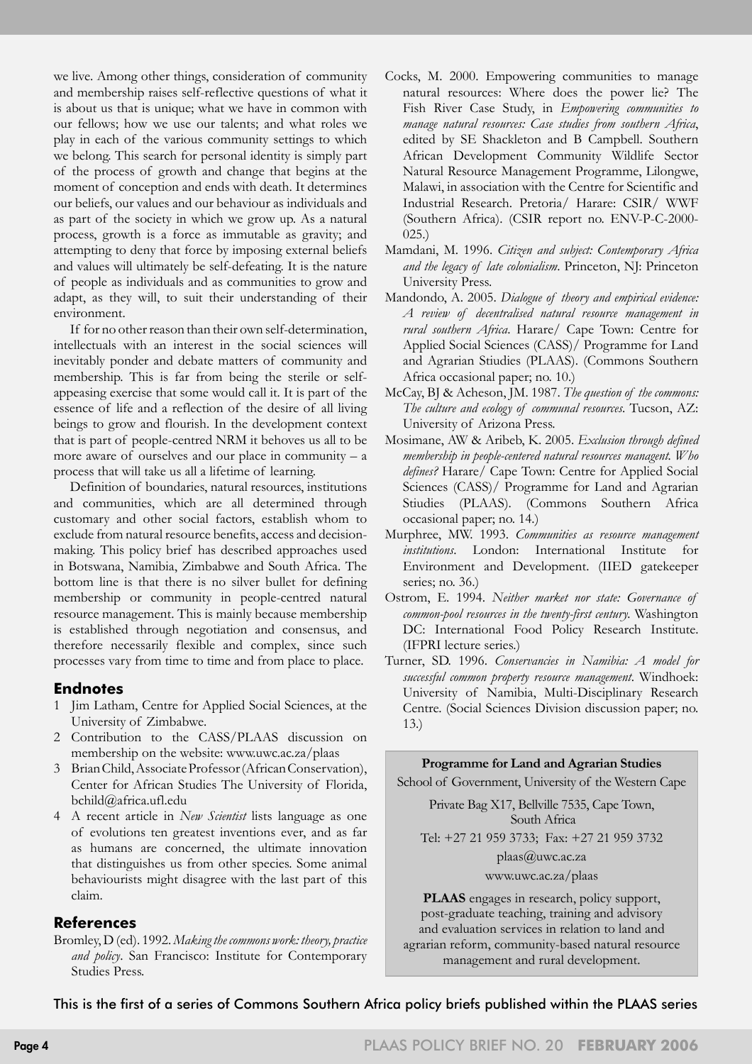we live. Among other things, consideration of community and membership raises self-reflective questions of what it is about us that is unique; what we have in common with our fellows; how we use our talents; and what roles we play in each of the various community settings to which we belong. This search for personal identity is simply part of the process of growth and change that begins at the moment of conception and ends with death. It determines our beliefs, our values and our behaviour as individuals and as part of the society in which we grow up. As a natural process, growth is a force as immutable as gravity; and attempting to deny that force by imposing external beliefs and values will ultimately be self-defeating. It is the nature of people as individuals and as communities to grow and adapt, as they will, to suit their understanding of their environment.

If for no other reason than their own self-determination, intellectuals with an interest in the social sciences will inevitably ponder and debate matters of community and membership. This is far from being the sterile or self-appeasing exercise that some would call it. It is part of the essence of life and a reflection of the desire of all living beings to grow and flourish. In the development context that is part of people-centred NRM it behoves us all to be more aware of ourselves and our place in community – a process that will take us all a lifetime of learning.

Definition of boundaries, natural resources, institutions and communities, which are all determined through customary and other social factors, establish whom to exclude from natural resource benefits, access and decision-making. This policy brief has described approaches used in Botswana, Namibia, Zimbabwe and South Africa. The bottom line is that there is no silver bullet for defining membership or community in people-centred natural resource management. This is mainly because membership is established through negotiation and consensus, and therefore necessarily flexible and complex, since such processes vary from time to time and from place to place.

## Endnotes

1. Jim Latham, Centre for Applied Social Sciences, at the University of Zimbabwe.
2. Contribution to the CASS/PLAAS discussion on membership on the website: www.uwc.ac.za/plaas
3. Brian Child, Associate Professor (African Conservation), Center for African Studies The University of Florida, bchild@africa.ufl.edu
4. A recent article in *New Scientist* lists language as one of evolutions ten greatest inventions ever, and as far as humans are concerned, the ultimate innovation that distinguishes us from other species. Some animal behaviourists might disagree with the last part of this claim.

## References

Bromley, D (ed). 1992. *Making the commons work: theory, practice and policy*. San Francisco: Institute for Contemporary Studies Press.

Cocks, M. 2000. Empowering communities to manage natural resources: Where does the power lie? The Fish River Case Study, in *Empowering communities to manage natural resources: Case studies from southern Africa*, edited by SE Shackleton and B Campbell. Southern African Development Community Wildlife Sector Natural Resource Management Programme, Lilongwe, Malawi, in association with the Centre for Scientific and Industrial Research. Pretoria/ Harare: CSIR/ WWF (Southern Africa). (CSIR report no. ENV-P-C-2000-025.)

Mamdani, M. 1996. *Citizen and subject: Contemporary Africa and the legacy of late colonialism*. Princeton, NJ: Princeton University Press.

Mandondo, A. 2005. *Dialogue of theory and empirical evidence: A review of decentralised natural resource management in rural southern Africa*. Harare/ Cape Town: Centre for Applied Social Sciences (CASS)/ Programme for Land and Agrarian Stiudies (PLAAS). (Commons Southern Africa occasional paper; no. 10.)

McCay, BJ & Acheson, JM. 1987. *The question of the commons: The culture and ecology of communal resources*. Tucson, AZ: University of Arizona Press.

Mosimane, AW & Aribeb, K. 2005. *Exclusion through defined membership in people-centered natural resources managent. Who defines?* Harare/ Cape Town: Centre for Applied Social Sciences (CASS)/ Programme for Land and Agrarian Stiudies (PLAAS). (Commons Southern Africa occasional paper; no. 14.)

Murphree, MW. 1993. *Communities as resource management institutions*. London: International Institute for Environment and Development. (IIED gatekeeper series; no. 36.)

Ostrom, E. 1994. *Neither market nor state: Governance of common-pool resources in the twenty-first century*. Washington DC: International Food Policy Research Institute. (IFPRI lecture series.)

Turner, SD. 1996. *Conservancies in Namibia: A model for successful common property resource management*. Windhoek: University of Namibia, Multi-Disciplinary Research Centre. (Social Sciences Division discussion paper; no. 13.)

**Programme for Land and Agrarian Studies**

School of Government, University of the Western Cape

Private Bag X17, Bellville 7535, Cape Town, South Africa

Tel: +27 21 959 3733; Fax: +27 21 959 3732

plaas@uwc.ac.za

www.uwc.ac.za/plaas

**PLAAS** engages in research, policy support, post-graduate teaching, training and advisory and evaluation services in relation to land and agrarian reform, community-based natural resource management and rural development.

This is the first of a series of Commons Southern Africa policy briefs published within the PLAAS series